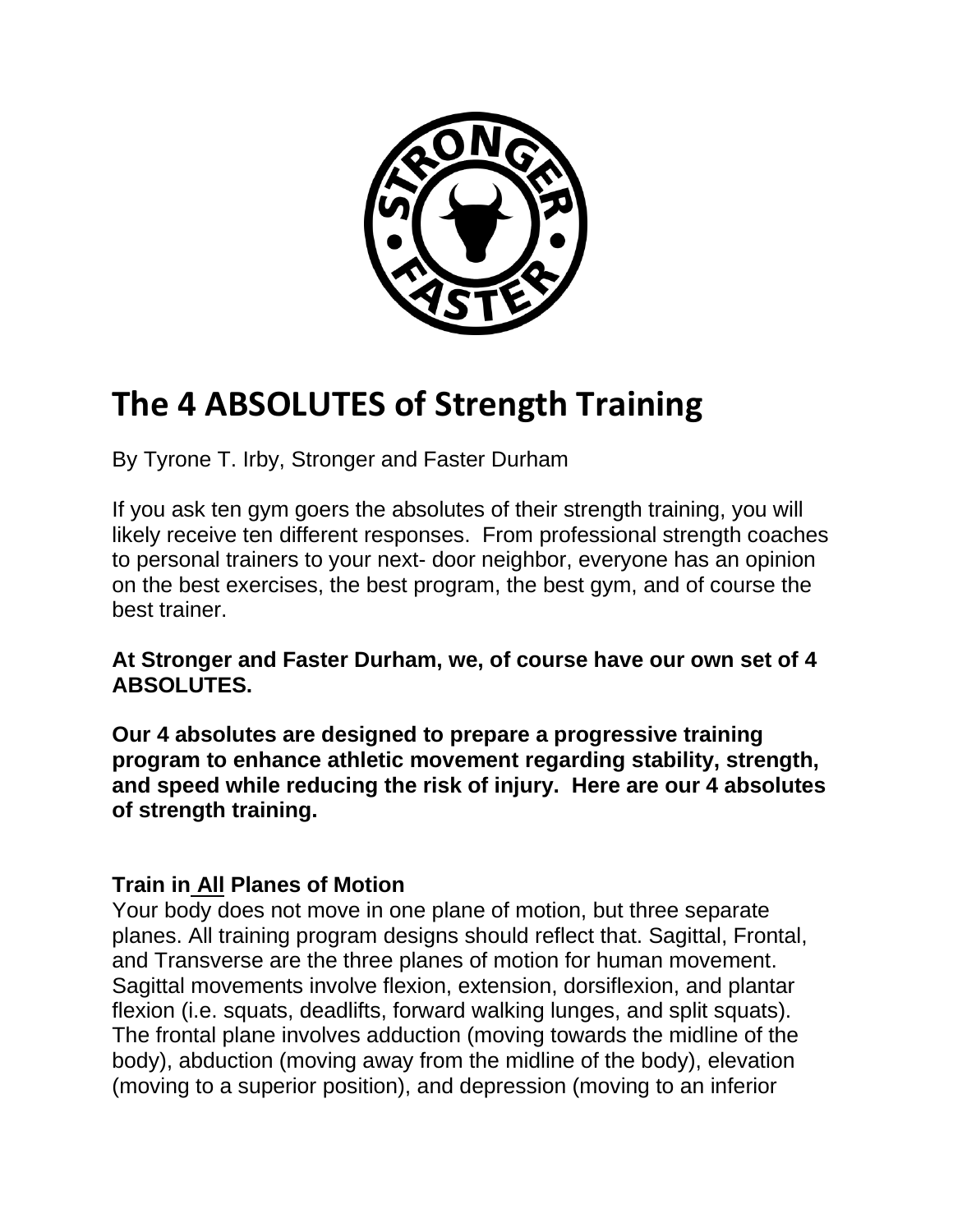# The 4 ABSOLUTES of Strength Training

By Tyrone T. Irby, Stronger and Faster Durham

If you ask ten gym goers the absolutes of their strength training, you will likely receive ten different responses. From professional strength coaches to personal trainers to your next- door neighbor, everyone has an opinion on the best exercises, the best program, the best gym, and of course the best trainer.

**At Stronger and Faster Durham, we, of course have our own set of 4 ABSOLUTES.**

**Our 4 absolutes are designed to prepare a progressive training program to enhance athletic movement regarding stability, strength, and speed while reducing the risk of injury. Here are our 4 absolutes of strength training.**

### Train in All Planes of Motion

Your body does not move in one plane of motion, but three separate planes. All training program designs should reflect that. Sagittal, Frontal, and Transverse are the three planes of motion for human movement. Sagittal movements involve flexion, extension, dorsiflexion, and plantar flexion (i.e. squats, deadlifts, forward walking lunges, and split squats). The frontal plane involves adduction (moving towards the midline of the body), abduction (moving away from the midline of the body), elevation (moving to a superior position), and depression (moving to an inferior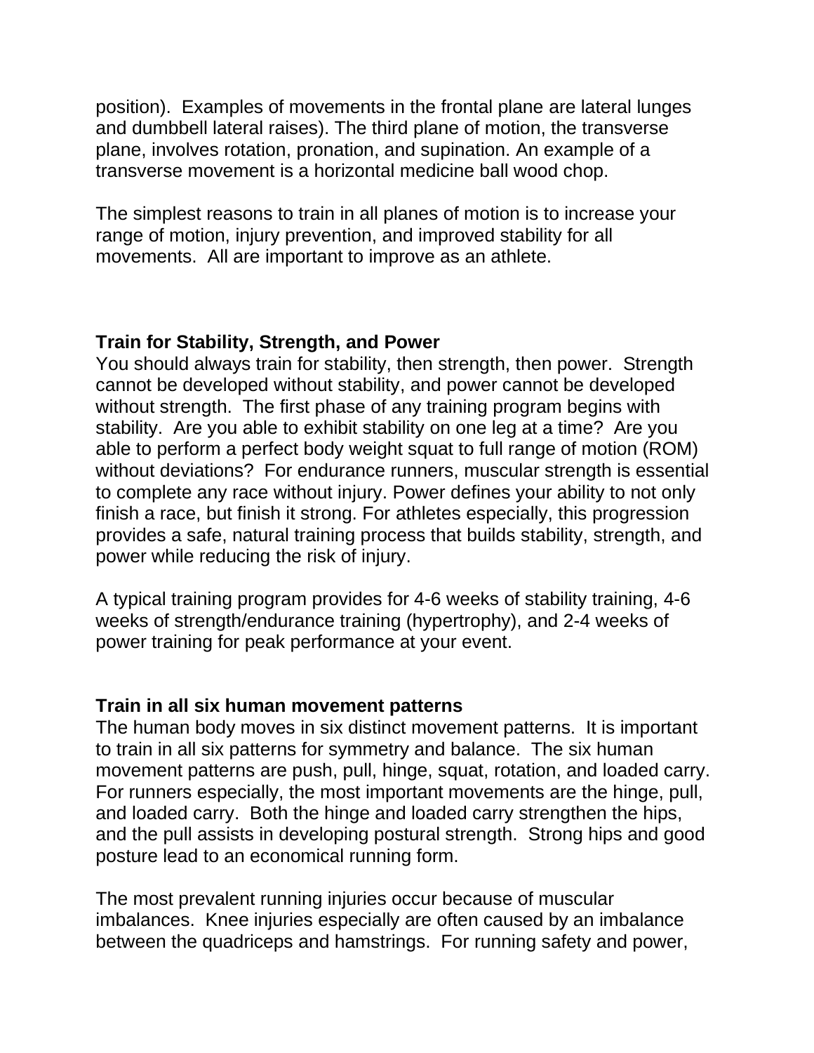position). Examples of movements in the frontal plane are lateral lunges and dumbbell lateral raises). The third plane of motion, the transverse plane, involves rotation, pronation, and supination. An example of a transverse movement is a horizontal medicine ball wood chop.

The simplest reasons to train in all planes of motion is to increase your range of motion, injury prevention, and improved stability for all movements. All are important to improve as an athlete.

**Train for Stability, Strength, and Power**

You should always train for stability, then strength, then power. Strength cannot be developed without stability, and power cannot be developed without strength. The first phase of any training program begins with stability. Are you able to exhibit stability on one leg at a time? Are you able to perform a perfect body weight squat to full range of motion (ROM) without deviations? For endurance runners, muscular strength is essential to complete any race without injury. Power defines your ability to not only finish a race, but finish it strong. For athletes especially, this progression provides a safe, natural training process that builds stability, strength, and power while reducing the risk of injury.

A typical training program provides for 4-6 weeks of stability training, 4-6 weeks of strength/endurance training (hypertrophy), and 2-4 weeks of power training for peak performance at your event.

**Train in all six human movement patterns**

The human body moves in six distinct movement patterns. It is important to train in all six patterns for symmetry and balance. The six human movement patterns are push, pull, hinge, squat, rotation, and loaded carry. For runners especially, the most important movements are the hinge, pull, and loaded carry. Both the hinge and loaded carry strengthen the hips, and the pull assists in developing postural strength. Strong hips and good posture lead to an economical running form.

The most prevalent running injuries occur because of muscular imbalances. Knee injuries especially are often caused by an imbalance between the quadriceps and hamstrings. For running safety and power,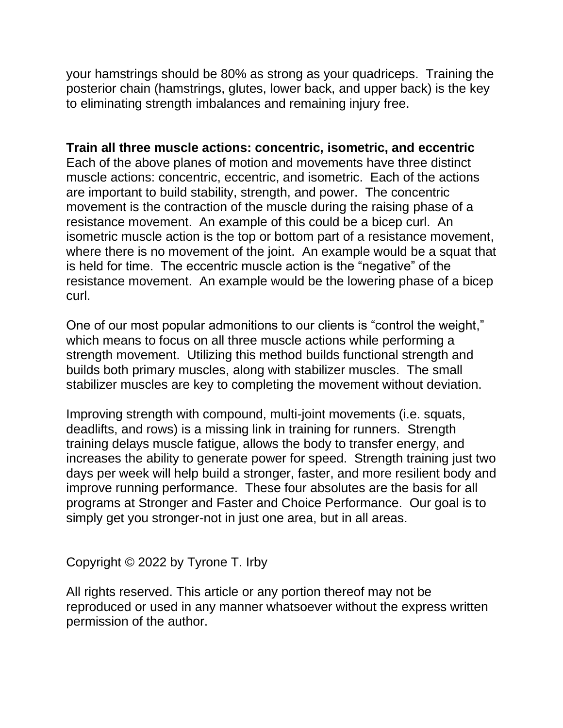your hamstrings should be 80% as strong as your quadriceps.  Training the posterior chain (hamstrings, glutes, lower back, and upper back) is the key to eliminating strength imbalances and remaining injury free.

**Train all three muscle actions: concentric, isometric, and eccentric**
Each of the above planes of motion and movements have three distinct muscle actions: concentric, eccentric, and isometric.  Each of the actions are important to build stability, strength, and power.  The concentric movement is the contraction of the muscle during the raising phase of a resistance movement.  An example of this could be a bicep curl.  An isometric muscle action is the top or bottom part of a resistance movement, where there is no movement of the joint.  An example would be a squat that is held for time.  The eccentric muscle action is the "negative" of the resistance movement.  An example would be the lowering phase of a bicep curl.

One of our most popular admonitions to our clients is "control the weight," which means to focus on all three muscle actions while performing a strength movement.  Utilizing this method builds functional strength and builds both primary muscles, along with stabilizer muscles.  The small stabilizer muscles are key to completing the movement without deviation.

Improving strength with compound, multi-joint movements (i.e. squats, deadlifts, and rows) is a missing link in training for runners.  Strength training delays muscle fatigue, allows the body to transfer energy, and increases the ability to generate power for speed.  Strength training just two days per week will help build a stronger, faster, and more resilient body and improve running performance.  These four absolutes are the basis for all programs at Stronger and Faster and Choice Performance.  Our goal is to simply get you stronger-not in just one area, but in all areas.

Copyright © 2022 by Tyrone T. Irby

All rights reserved. This article or any portion thereof may not be reproduced or used in any manner whatsoever without the express written permission of the author.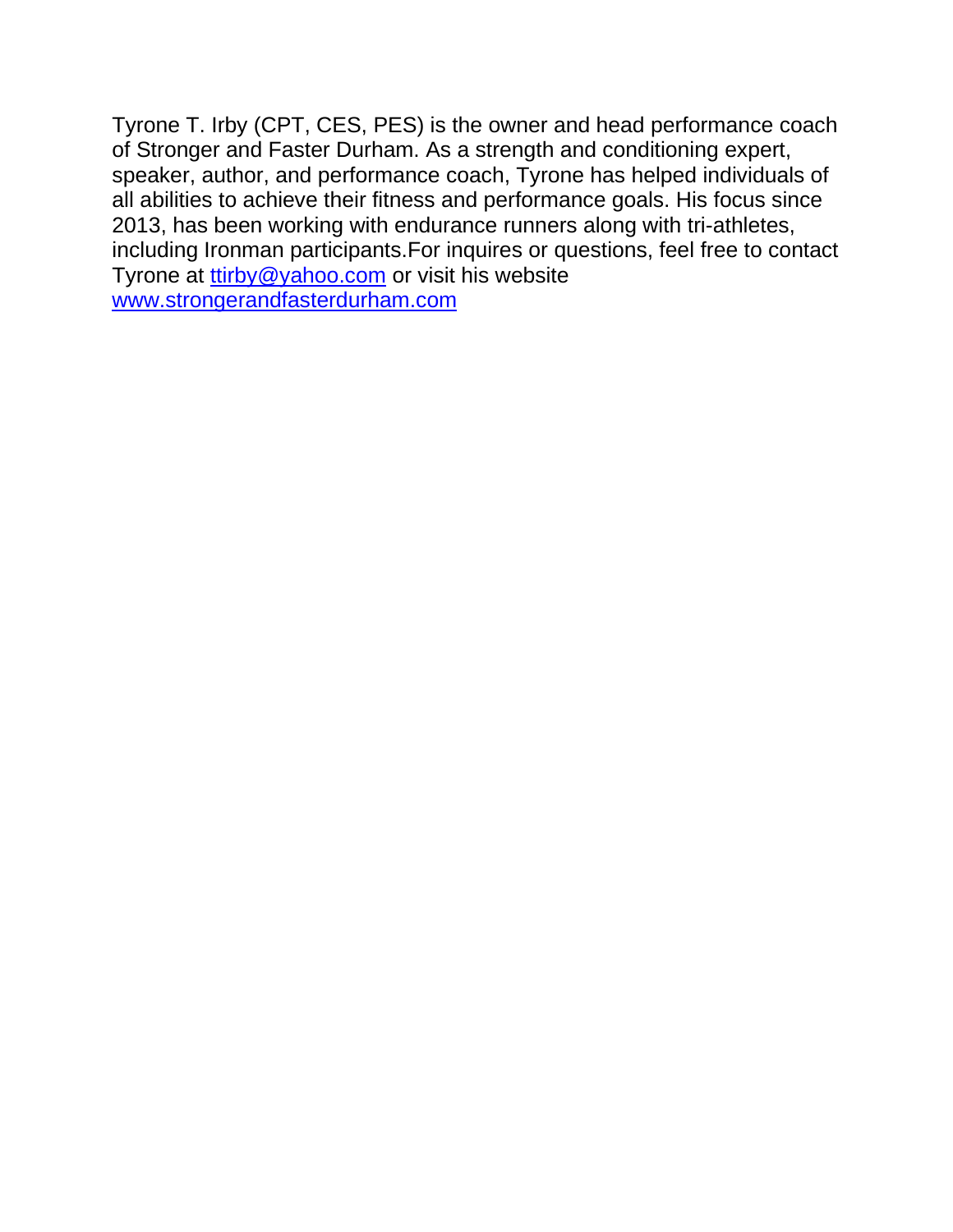Tyrone T. Irby (CPT, CES, PES) is the owner and head performance coach of Stronger and Faster Durham. As a strength and conditioning expert, speaker, author, and performance coach, Tyrone has helped individuals of all abilities to achieve their fitness and performance goals. His focus since 2013, has been working with endurance runners along with tri-athletes, including Ironman participants.For inquires or questions, feel free to contact Tyrone at [ttirby@yahoo.com](mailto:ttirby@yahoo.com) or visit his website [www.strongerandfasterdurham.com](http://www.strongerandfasterdurham.com)